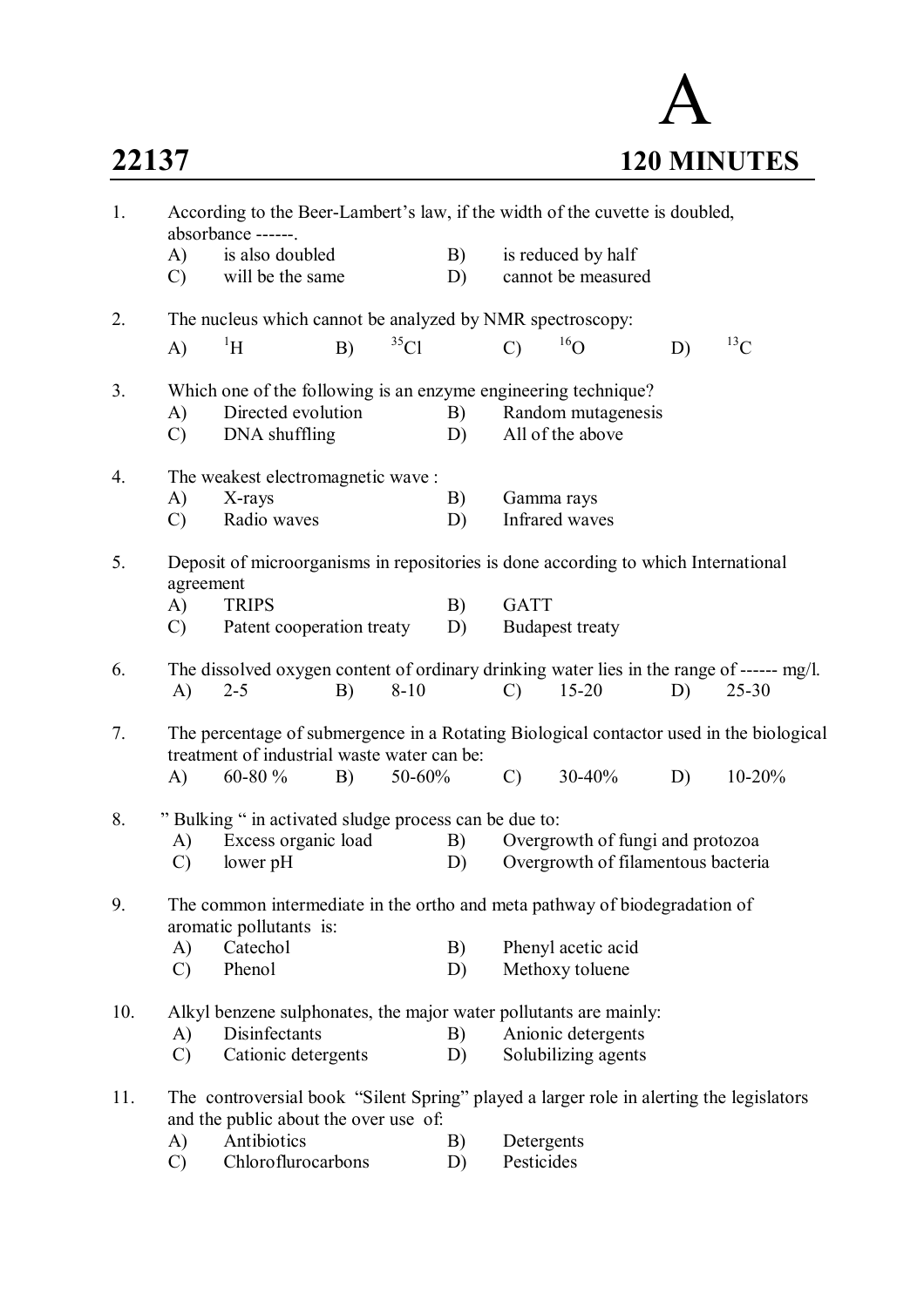# A

**22137** **120 MINUTES**

1. According to the Beer-Lambert's law, if the width of the cuvette is doubled, absorbance ------.
   - A) is also doubled
   - B) is reduced by half
   - C) will be the same
   - D) cannot be measured

2. The nucleus which cannot be analyzed by NMR spectroscopy:
   - A) $^{1}H$
   - B) $^{35}Cl$
   - C) $^{16}O$
   - D) $^{13}C$

3. Which one of the following is an enzyme engineering technique?
   - A) Directed evolution
   - B) Random mutagenesis
   - C) DNA shuffling
   - D) All of the above

4. The weakest electromagnetic wave :
   - A) X-rays
   - B) Gamma rays
   - C) Radio waves
   - D) Infrared waves

5. Deposit of microorganisms in repositories is done according to which International agreement
   - A) TRIPS
   - B) GATT
   - C) Patent cooperation treaty
   - D) Budapest treaty

6. The dissolved oxygen content of ordinary drinking water lies in the range of ------ mg/l.
   - A) 2-5
   - B) 8-10
   - C) 15-20
   - D) 25-30

7. The percentage of submergence in a Rotating Biological contactor used in the biological treatment of industrial waste water can be:
   - A) 60-80 %
   - B) 50-60%
   - C) 30-40%
   - D) 10-20%

8. " Bulking " in activated sludge process can be due to:
   - A) Excess organic load
   - B) Overgrowth of fungi and protozoa
   - C) lower pH
   - D) Overgrowth of filamentous bacteria

9. The common intermediate in the ortho and meta pathway of biodegradation of aromatic pollutants is:
   - A) Catechol
   - B) Phenyl acetic acid
   - C) Phenol
   - D) Methoxy toluene

10. Alkyl benzene sulphonates, the major water pollutants are mainly:
    - A) Disinfectants
    - B) Anionic detergents
    - C) Cationic detergents
    - D) Solubilizing agents

11. The controversial book "Silent Spring" played a larger role in alerting the legislators and the public about the over use of:
    - A) Antibiotics
    - B) Detergents
    - C) Chloroflurocarbons
    - D) Pesticides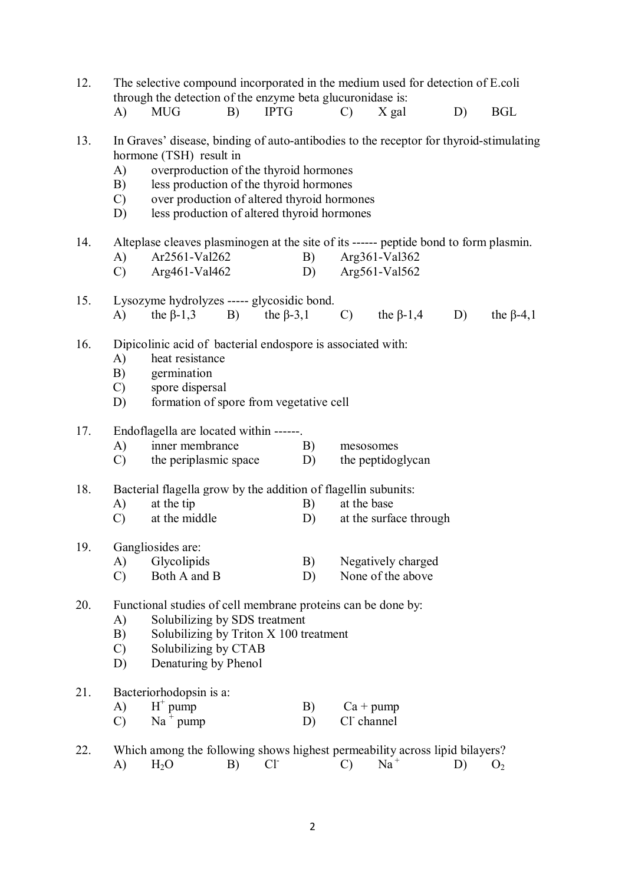12. The selective compound incorporated in the medium used for detection of E.coli through the detection of the enzyme beta glucuronidase is:
    A) MUG B) IPTG C) X gal D) BGL

13. In Graves' disease, binding of auto-antibodies to the receptor for thyroid-stimulating hormone (TSH) result in
    A) overproduction of the thyroid hormones
    B) less production of the thyroid hormones
    C) over production of altered thyroid hormones
    D) less production of altered thyroid hormones

14. Alteplase cleaves plasminogen at the site of its ------ peptide bond to form plasmin.
    A) Ar2561-Val262 B) Arg361-Val362
    C) Arg461-Val462 D) Arg561-Val562

15. Lysozyme hydrolyzes ----- glycosidic bond.
    A) the β-1,3 B) the β-3,1 C) the β-1,4 D) the β-4,1

16. Dipicolinic acid of bacterial endospore is associated with:
    A) heat resistance
    B) germination
    C) spore dispersal
    D) formation of spore from vegetative cell

17. Endoflagella are located within ------.
    A) inner membrance B) mesosomes
    C) the periplasmic space D) the peptidoglycan

18. Bacterial flagella grow by the addition of flagellin subunits:
    A) at the tip B) at the base
    C) at the middle D) at the surface through

19. Gangliosides are:
    A) Glycolipids B) Negatively charged
    C) Both A and B D) None of the above

20. Functional studies of cell membrane proteins can be done by:
    A) Solubilizing by SDS treatment
    B) Solubilizing by Triton X 100 treatment
    C) Solubilizing by CTAB
    D) Denaturing by Phenol

21. Bacteriorhodopsin is a:
    A) $H^+$ pump B) Ca + pump
    C) $Na^+$ pump D) $Cl^-$ channel

22. Which among the following shows highest permeability across lipid bilayers?
    A) $H_2O$ B) $Cl^-$ C) $Na^+$ D) $O_2$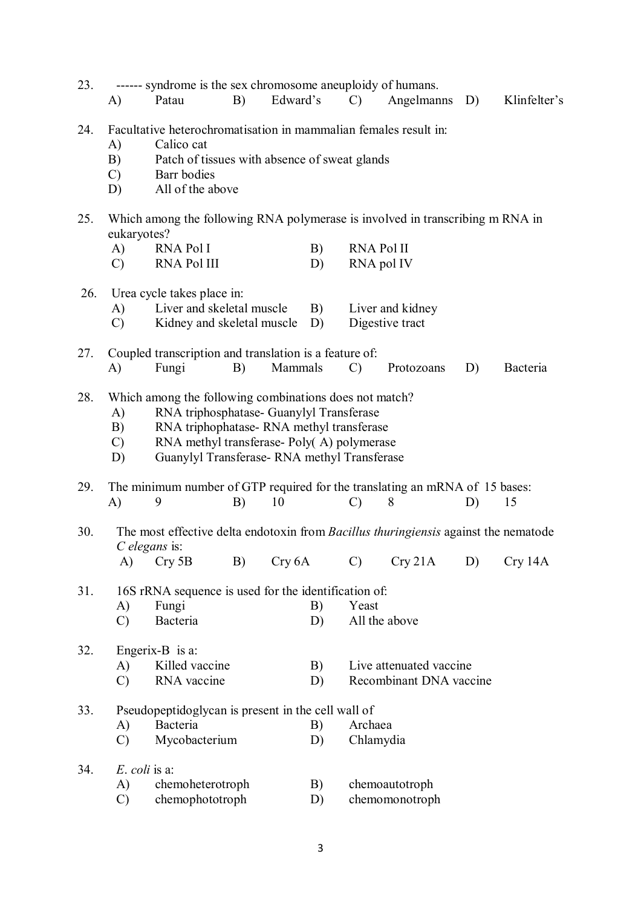23. ------ syndrome is the sex chromosome aneuploidy of humans.
    A) Patau B) Edward's C) Angelmanns D) Klinfelter's

24. Facultative heterochromatisation in mammalian females result in:
    A) Calico cat
    B) Patch of tissues with absence of sweat glands
    C) Barr bodies
    D) All of the above

25. Which among the following RNA polymerase is involved in transcribing m RNA in eukaryotes?
    A) RNA Pol I B) RNA Pol II
    C) RNA Pol III D) RNA pol IV

26. Urea cycle takes place in:
    A) Liver and skeletal muscle B) Liver and kidney
    C) Kidney and skeletal muscle D) Digestive tract

27. Coupled transcription and translation is a feature of:
    A) Fungi B) Mammals C) Protozoans D) Bacteria

28. Which among the following combinations does not match?
    A) RNA triphosphatase- Guanylyl Transferase
    B) RNA triphophatase- RNA methyl transferase
    C) RNA methyl transferase- Poly( A) polymerase
    D) Guanylyl Transferase- RNA methyl Transferase

29. The minimum number of GTP required for the translating an mRNA of 15 bases:
    A) 9 B) 10 C) 8 D) 15

30. The most effective delta endotoxin from *Bacillus thuringiensis* against the nematode *C elegans* is:
    A) Cry 5B B) Cry 6A C) Cry 21A D) Cry 14A

31. 16S rRNA sequence is used for the identification of:
    A) Fungi B) Yeast
    C) Bacteria D) All the above

32. Engerix-B is a:
    A) Killed vaccine B) Live attenuated vaccine
    C) RNA vaccine D) Recombinant DNA vaccine

33. Pseudopeptidoglycan is present in the cell wall of
    A) Bacteria B) Archaea
    C) Mycobacterium D) Chlamydia

34. *E. coli* is a:
    A) chemoheterotroph B) chemoautotroph
    C) chemophototroph D) chemomonotroph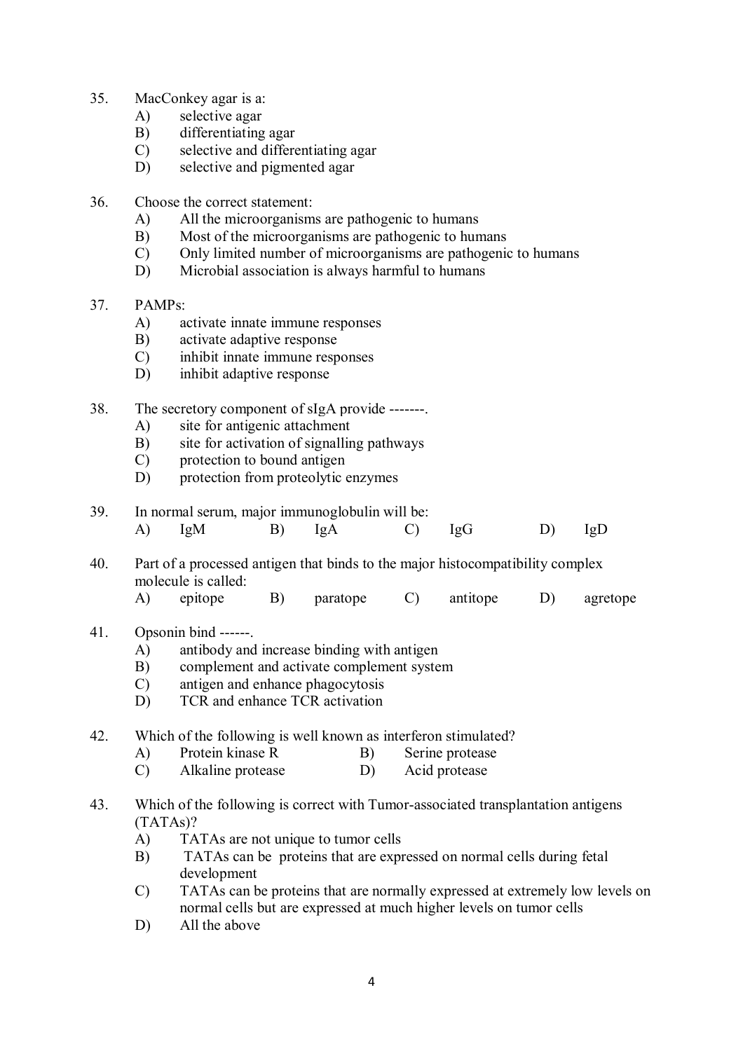35. MacConkey agar is a:
    A) selective agar
    B) differentiating agar
    C) selective and differentiating agar
    D) selective and pigmented agar

36. Choose the correct statement:
    A) All the microorganisms are pathogenic to humans
    B) Most of the microorganisms are pathogenic to humans
    C) Only limited number of microorganisms are pathogenic to humans
    D) Microbial association is always harmful to humans

37. PAMPs:
    A) activate innate immune responses
    B) activate adaptive response
    C) inhibit innate immune responses
    D) inhibit adaptive response

38. The secretory component of sIgA provide -------.
    A) site for antigenic attachment
    B) site for activation of signalling pathways
    C) protection to bound antigen
    D) protection from proteolytic enzymes

39. In normal serum, major immunoglobulin will be:
    A) IgM  B) IgA  C) IgG  D) IgD

40. Part of a processed antigen that binds to the major histocompatibility complex molecule is called:
    A) epitope  B) paratope  C) antitope  D) agretope

41. Opsonin bind ------.
    A) antibody and increase binding with antigen
    B) complement and activate complement system
    C) antigen and enhance phagocytosis
    D) TCR and enhance TCR activation

42. Which of the following is well known as interferon stimulated?
    A) Protein kinase R  B) Serine protease
    C) Alkaline protease  D) Acid protease

43. Which of the following is correct with Tumor-associated transplantation antigens (TATAs)?
    A) TATAs are not unique to tumor cells
    B) TATAs can be proteins that are expressed on normal cells during fetal development
    C) TATAs can be proteins that are normally expressed at extremely low levels on normal cells but are expressed at much higher levels on tumor cells
    D) All the above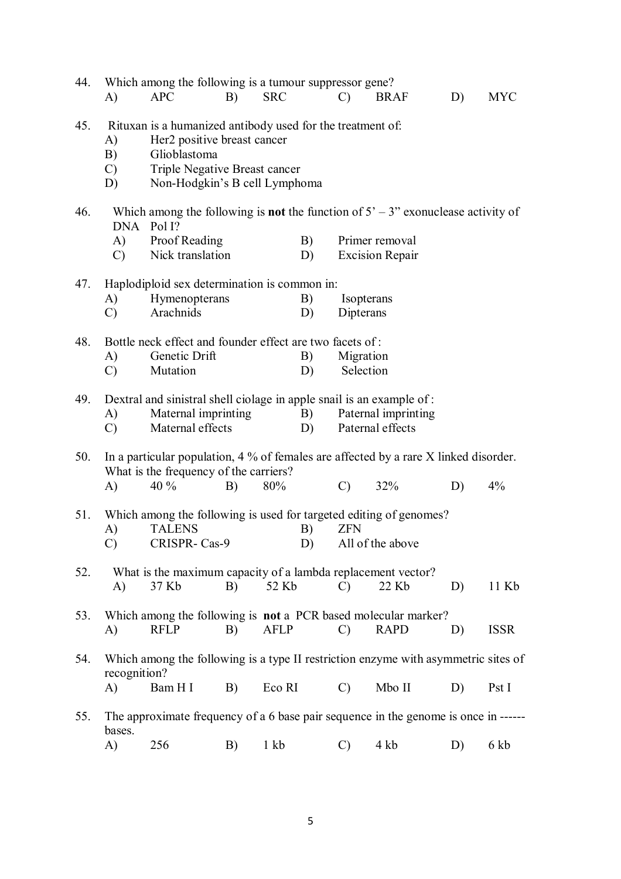44. Which among the following is a tumour suppressor gene?

A) APC  B) SRC  C) BRAF  D) MYC

45. Rituxan is a humanized antibody used for the treatment of:

A) Her2 positive breast cancer
B) Glioblastoma
C) Triple Negative Breast cancer
D) Non-Hodgkin's B cell Lymphoma

46. Which among the following is **not** the function of 5' – 3" exonuclease activity of DNA Pol I?

A) Proof Reading  B) Primer removal
C) Nick translation  D) Excision Repair

47. Haplodiploid sex determination is common in:

A) Hymenopterans  B) Isopterans
C) Arachnids  D) Dipterans

48. Bottle neck effect and founder effect are two facets of :

A) Genetic Drift  B) Migration
C) Mutation  D) Selection

49. Dextral and sinistral shell ciolage in apple snail is an example of :

A) Maternal imprinting  B) Paternal imprinting
C) Maternal effects  D) Paternal effects

50. In a particular population, 4 % of females are affected by a rare X linked disorder. What is the frequency of the carriers?

A) 40 %  B) 80%  C) 32%  D) 4%

51. Which among the following is used for targeted editing of genomes?

A) TALENS  B) ZFN
C) CRISPR- Cas-9  D) All of the above

52. What is the maximum capacity of a lambda replacement vector?

A) 37 Kb  B) 52 Kb  C) 22 Kb  D) 11 Kb

53. Which among the following is **not** a PCR based molecular marker?

A) RFLP  B) AFLP  C) RAPD  D) ISSR

54. Which among the following is a type II restriction enzyme with asymmetric sites of recognition?

A) Bam H I  B) Eco RI  C) Mbo II  D) Pst I

55. The approximate frequency of a 6 base pair sequence in the genome is once in ------ bases.

A) 256  B) 1 kb  C) 4 kb  D) 6 kb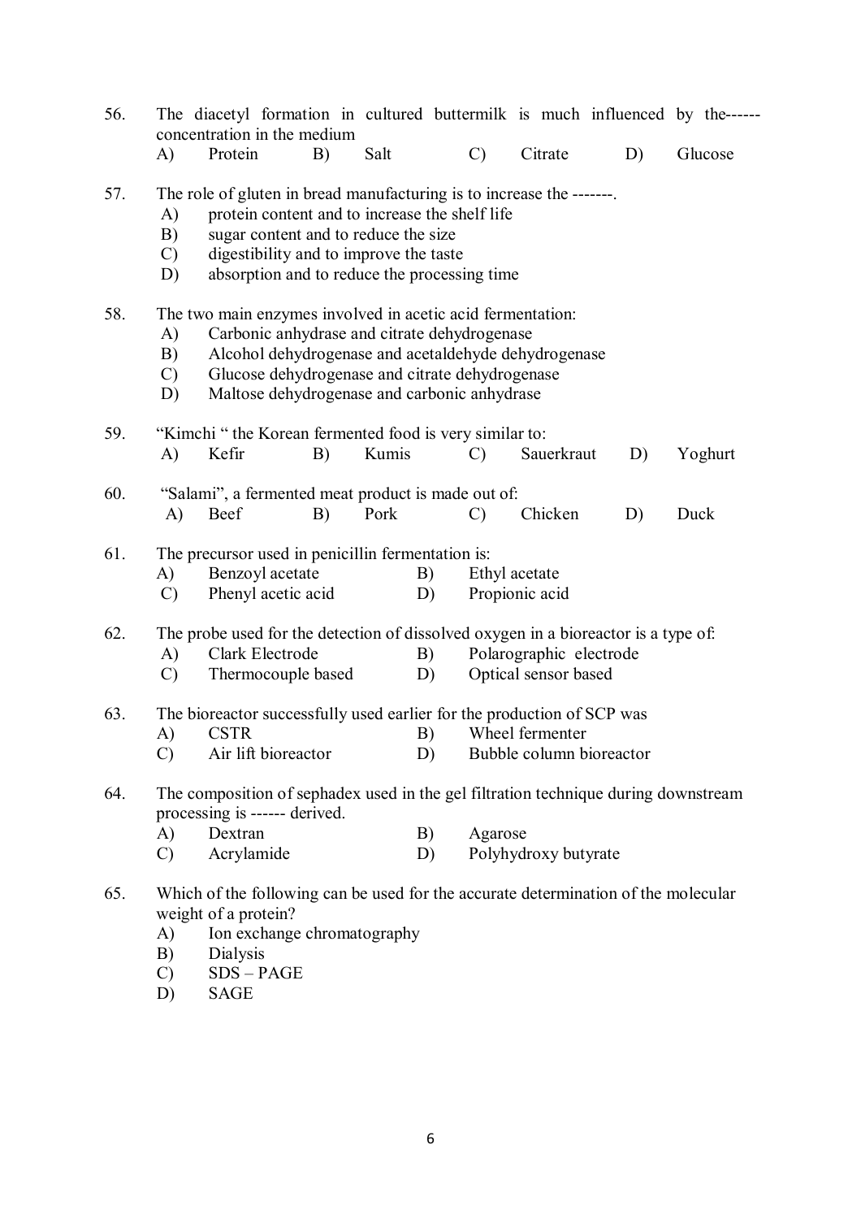56. The diacetyl formation in cultured buttermilk is much influenced by the------ concentration in the medium

    A) Protein B) Salt C) Citrate D) Glucose

57. The role of gluten in bread manufacturing is to increase the -------.

    A) protein content and to increase the shelf life
    B) sugar content and to reduce the size
    C) digestibility and to improve the taste
    D) absorption and to reduce the processing time

58. The two main enzymes involved in acetic acid fermentation:

    A) Carbonic anhydrase and citrate dehydrogenase
    B) Alcohol dehydrogenase and acetaldehyde dehydrogenase
    C) Glucose dehydrogenase and citrate dehydrogenase
    D) Maltose dehydrogenase and carbonic anhydrase

59. "Kimchi " the Korean fermented food is very similar to:

    A) Kefir B) Kumis C) Sauerkraut D) Yoghurt

60. "Salami", a fermented meat product is made out of:

    A) Beef B) Pork C) Chicken D) Duck

61. The precursor used in penicillin fermentation is:

    A) Benzoyl acetate B) Ethyl acetate
    C) Phenyl acetic acid D) Propionic acid

62. The probe used for the detection of dissolved oxygen in a bioreactor is a type of:

    A) Clark Electrode B) Polarographic electrode
    C) Thermocouple based D) Optical sensor based

63. The bioreactor successfully used earlier for the production of SCP was

    A) CSTR B) Wheel fermenter
    C) Air lift bioreactor D) Bubble column bioreactor

64. The composition of sephadex used in the gel filtration technique during downstream processing is ------ derived.

    A) Dextran B) Agarose
    C) Acrylamide D) Polyhydroxy butyrate

65. Which of the following can be used for the accurate determination of the molecular weight of a protein?

    A) Ion exchange chromatography
    B) Dialysis
    C) SDS – PAGE
    D) SAGE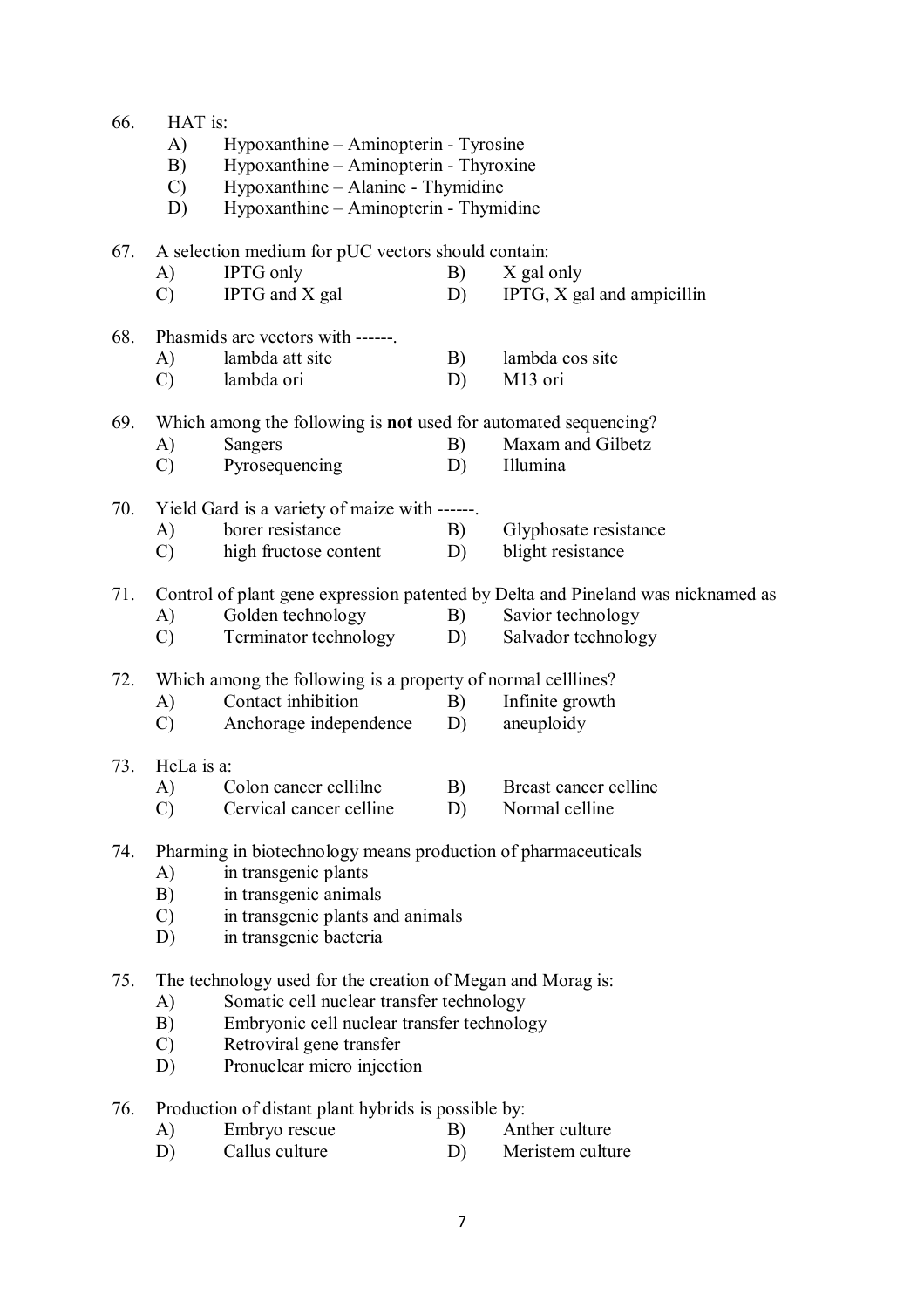66. HAT is:
    A) Hypoxanthine – Aminopterin - Tyrosine
    B) Hypoxanthine – Aminopterin - Thyroxine
    C) Hypoxanthine – Alanine - Thymidine
    D) Hypoxanthine – Aminopterin - Thymidine

67. A selection medium for pUC vectors should contain:
    A) IPTG only
    B) X gal only
    C) IPTG and X gal
    D) IPTG, X gal and ampicillin

68. Phasmids are vectors with ------.
    A) lambda att site
    B) lambda cos site
    C) lambda ori
    D) M13 ori

69. Which among the following is **not** used for automated sequencing?
    A) Sangers
    B) Maxam and Gilbetz
    C) Pyrosequencing
    D) Illumina

70. Yield Gard is a variety of maize with ------.
    A) borer resistance
    B) Glyphosate resistance
    C) high fructose content
    D) blight resistance

71. Control of plant gene expression patented by Delta and Pineland was nicknamed as
    A) Golden technology
    B) Savior technology
    C) Terminator technology
    D) Salvador technology

72. Which among the following is a property of normal celllines?
    A) Contact inhibition
    B) Infinite growth
    C) Anchorage independence
    D) aneuploidy

73. HeLa is a:
    A) Colon cancer cellilne
    B) Breast cancer celline
    C) Cervical cancer celline
    D) Normal celline

74. Pharming in biotechnology means production of pharmaceuticals
    A) in transgenic plants
    B) in transgenic animals
    C) in transgenic plants and animals
    D) in transgenic bacteria

75. The technology used for the creation of Megan and Morag is:
    A) Somatic cell nuclear transfer technology
    B) Embryonic cell nuclear transfer technology
    C) Retroviral gene transfer
    D) Pronuclear micro injection

76. Production of distant plant hybrids is possible by:
    A) Embryo rescue
    B) Anther culture
    D) Callus culture
    D) Meristem culture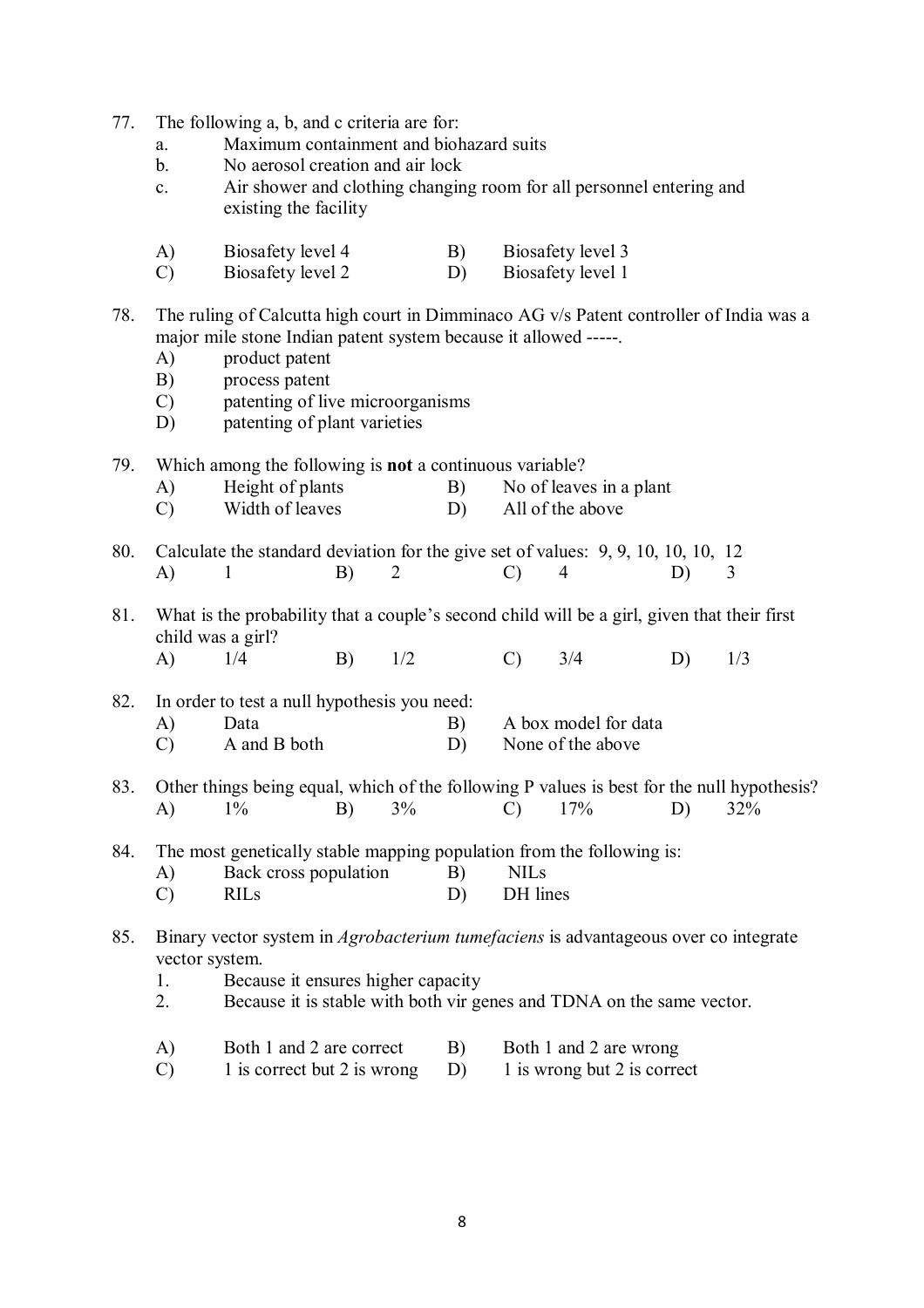77. The following a, b, and c criteria are for:
    a. Maximum containment and biohazard suits
    b. No aerosol creation and air lock
    c. Air shower and clothing changing room for all personnel entering and existing the facility

    A) Biosafety level 4 B) Biosafety level 3
    C) Biosafety level 2 D) Biosafety level 1

78. The ruling of Calcutta high court in Dimminaco AG v/s Patent controller of India was a major mile stone Indian patent system because it allowed -----.
    A) product patent
    B) process patent
    C) patenting of live microorganisms
    D) patenting of plant varieties

79. Which among the following is **not** a continuous variable?
    A) Height of plants B) No of leaves in a plant
    C) Width of leaves D) All of the above

80. Calculate the standard deviation for the give set of values: 9, 9, 10, 10, 10, 12
    A) 1 B) 2 C) 4 D) 3

81. What is the probability that a couple's second child will be a girl, given that their first child was a girl?
    A) 1/4 B) 1/2 C) 3/4 D) 1/3

82. In order to test a null hypothesis you need:
    A) Data B) A box model for data
    C) A and B both D) None of the above

83. Other things being equal, which of the following P values is best for the null hypothesis?
    A) 1% B) 3% C) 17% D) 32%

84. The most genetically stable mapping population from the following is:
    A) Back cross population B) NILs
    C) RILs D) DH lines

85. Binary vector system in *Agrobacterium tumefaciens* is advantageous over co integrate vector system.
    1. Because it ensures higher capacity
    2. Because it is stable with both vir genes and TDNA on the same vector.

    A) Both 1 and 2 are correct B) Both 1 and 2 are wrong
    C) 1 is correct but 2 is wrong D) 1 is wrong but 2 is correct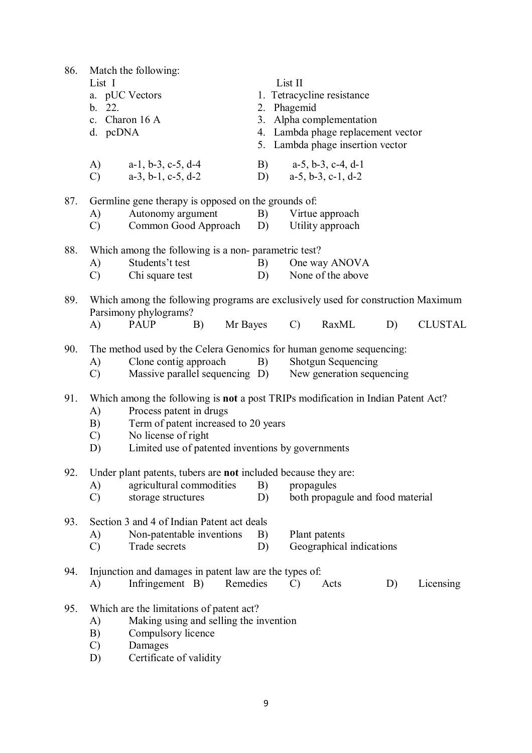86. Match the following:

| List I | List II |
|---|---|
| a. pUC Vectors | 1. Tetracycline resistance |
| b. 22. | 2. Phagemid |
| c. Charon 16 A | 3. Alpha complementation |
| d. pcDNA | 4. Lambda phage replacement vector |
| | 5. Lambda phage insertion vector |

A) a-1, b-3, c-5, d-4  B) a-5, b-3, c-4, d-1
C) a-3, b-1, c-5, d-2  D) a-5, b-3, c-1, d-2

87. Germline gene therapy is opposed on the grounds of:
A) Autonomy argument  B) Virtue approach
C) Common Good Approach  D) Utility approach

88. Which among the following is a non- parametric test?
A) Students't test  B) One way ANOVA
C) Chi square test  D) None of the above

89. Which among the following programs are exclusively used for construction Maximum Parsimony phylograms?
A) PAUP  B) Mr Bayes  C) RaxML  D) CLUSTAL

90. The method used by the Celera Genomics for human genome sequencing:
A) Clone contig approach  B) Shotgun Sequencing
C) Massive parallel sequencing  D) New generation sequencing

91. Which among the following is **not** a post TRIPs modification in Indian Patent Act?
A) Process patent in drugs
B) Term of patent increased to 20 years
C) No license of right
D) Limited use of patented inventions by governments

92. Under plant patents, tubers are **not** included because they are:
A) agricultural commodities  B) propagules
C) storage structures  D) both propagule and food material

93. Section 3 and 4 of Indian Patent act deals
A) Non-patentable inventions  B) Plant patents
C) Trade secrets  D) Geographical indications

94. Injunction and damages in patent law are the types of:
A) Infringement  B) Remedies  C) Acts  D) Licensing

95. Which are the limitations of patent act?
A) Making using and selling the invention
B) Compulsory licence
C) Damages
D) Certificate of validity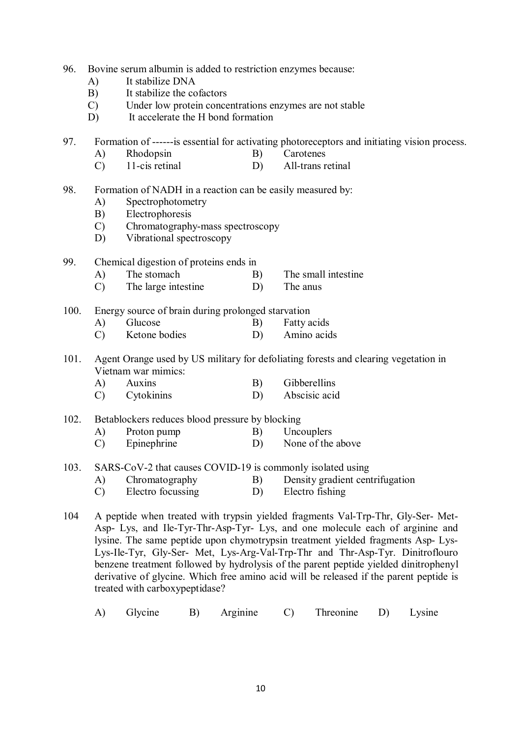96. Bovine serum albumin is added to restriction enzymes because:
   A) It stabilize DNA
   B) It stabilize the cofactors
   C) Under low protein concentrations enzymes are not stable
   D) It accelerate the H bond formation

97. Formation of ------is essential for activating photoreceptors and initiating vision process.
   A) Rhodopsin
   B) Carotenes
   C) 11-cis retinal
   D) All-trans retinal

98. Formation of NADH in a reaction can be easily measured by:
   A) Spectrophotometry
   B) Electrophoresis
   C) Chromatography-mass spectroscopy
   D) Vibrational spectroscopy

99. Chemical digestion of proteins ends in
   A) The stomach
   B) The small intestine
   C) The large intestine
   D) The anus

100. Energy source of brain during prolonged starvation
   A) Glucose
   B) Fatty acids
   C) Ketone bodies
   D) Amino acids

101. Agent Orange used by US military for defoliating forests and clearing vegetation in Vietnam war mimics:
   A) Auxins
   B) Gibberellins
   C) Cytokinins
   D) Abscisic acid

102. Betablockers reduces blood pressure by blocking
   A) Proton pump
   B) Uncouplers
   C) Epinephrine
   D) None of the above

103. SARS-CoV-2 that causes COVID-19 is commonly isolated using
   A) Chromatography
   B) Density gradient centrifugation
   C) Electro focussing
   D) Electro fishing

104 A peptide when treated with trypsin yielded fragments Val-Trp-Thr, Gly-Ser- Met-Asp- Lys, and Ile-Tyr-Thr-Asp-Tyr- Lys, and one molecule each of arginine and lysine. The same peptide upon chymotrypsin treatment yielded fragments Asp- Lys-Lys-Ile-Tyr, Gly-Ser- Met, Lys-Arg-Val-Trp-Thr and Thr-Asp-Tyr. Dinitroflouro benzene treatment followed by hydrolysis of the parent peptide yielded dinitrophenyl derivative of glycine. Which free amino acid will be released if the parent peptide is treated with carboxypeptidase?

   A) Glycine
   B) Arginine
   C) Threonine
   D) Lysine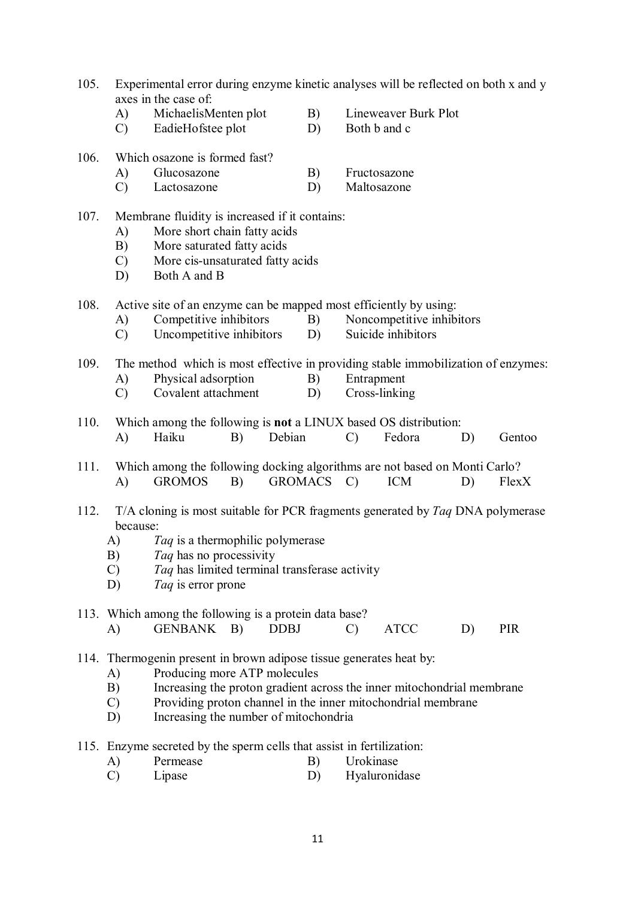105. Experimental error during enzyme kinetic analyses will be reflected on both x and y axes in the case of:

   A) MichaelisMenten plot  B) Lineweaver Burk Plot
   C) EadieHofstee plot  D) Both b and c

106. Which osazone is formed fast?

   A) Glucosazone  B) Fructosazone
   C) Lactosazone  D) Maltosazone

107. Membrane fluidity is increased if it contains:

   A) More short chain fatty acids
   B) More saturated fatty acids
   C) More cis-unsaturated fatty acids
   D) Both A and B

108. Active site of an enzyme can be mapped most efficiently by using:

   A) Competitive inhibitors  B) Noncompetitive inhibitors
   C) Uncompetitive inhibitors  D) Suicide inhibitors

109. The method which is most effective in providing stable immobilization of enzymes:

   A) Physical adsorption  B) Entrapment
   C) Covalent attachment  D) Cross-linking

110. Which among the following is **not** a LINUX based OS distribution:

   A) Haiku  B) Debian  C) Fedora  D) Gentoo

111. Which among the following docking algorithms are not based on Monti Carlo?

   A) GROMOS  B) GROMACS  C) ICM  D) FlexX

112. T/A cloning is most suitable for PCR fragments generated by *Taq* DNA polymerase because:

   A) *Taq* is a thermophilic polymerase
   B) *Taq* has no processivity
   C) *Taq* has limited terminal transferase activity
   D) *Taq* is error prone

113. Which among the following is a protein data base?

   A) GENBANK  B) DDBJ  C) ATCC  D) PIR

114. Thermogenin present in brown adipose tissue generates heat by:

   A) Producing more ATP molecules
   B) Increasing the proton gradient across the inner mitochondrial membrane
   C) Providing proton channel in the inner mitochondrial membrane
   D) Increasing the number of mitochondria

115. Enzyme secreted by the sperm cells that assist in fertilization:

   A) Permease  B) Urokinase
   C) Lipase  D) Hyaluronidase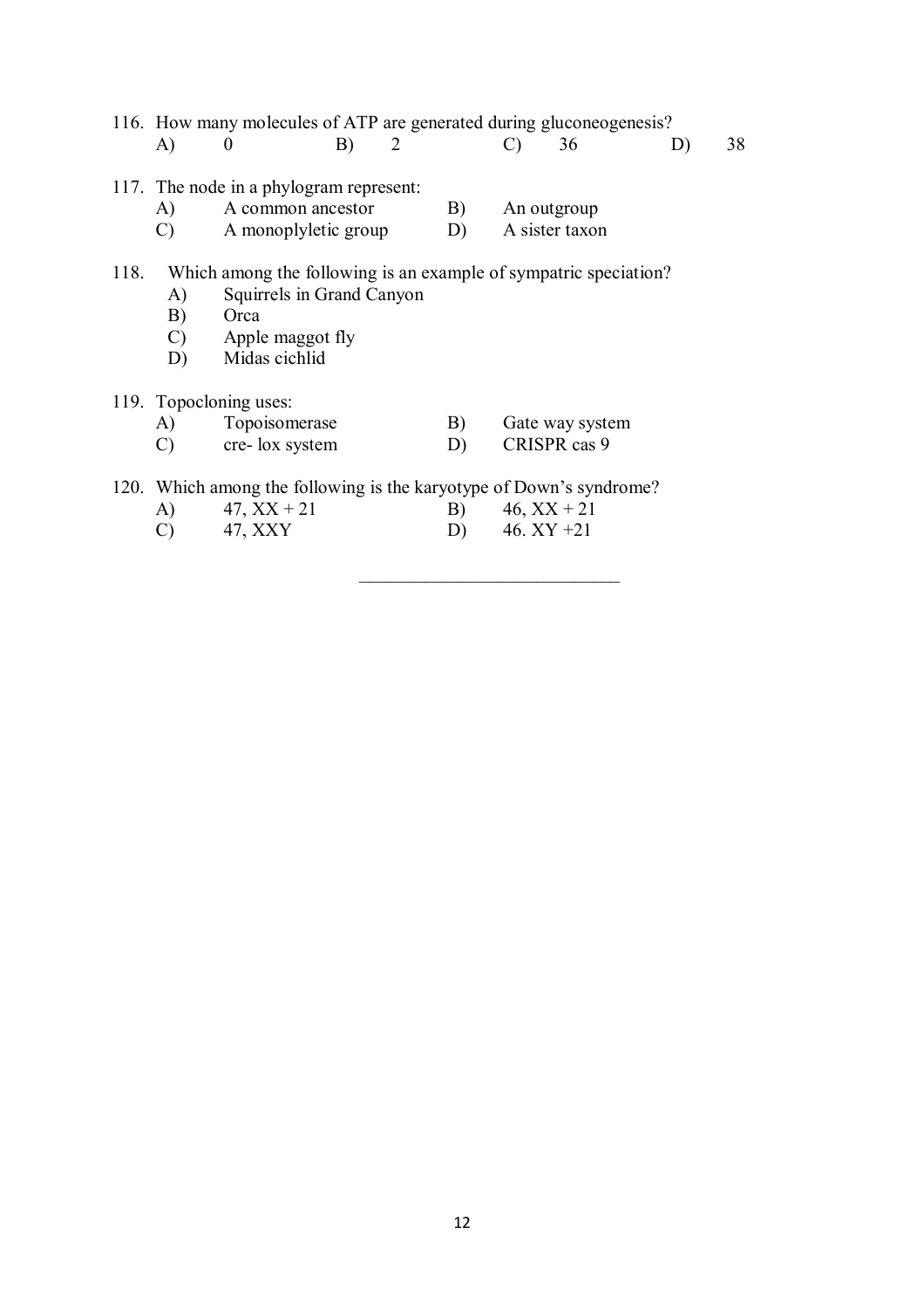116. How many molecules of ATP are generated during gluconeogenesis?

A) 0 B) 2 C) 36 D) 38

117. The node in a phylogram represent:

A) A common ancestor
B) An outgroup
C) A monoplyletic group
D) A sister taxon

118. Which among the following is an example of sympatric speciation?

A) Squirrels in Grand Canyon
B) Orca
C) Apple maggot fly
D) Midas cichlid

119. Topocloning uses:

A) Topoisomerase
B) Gate way system
C) cre- lox system
D) CRISPR cas 9

120. Which among the following is the karyotype of Down's syndrome?

A) 47, XX + 21
B) 46, XX + 21
C) 47, XXY
D) 46. XY +21

---